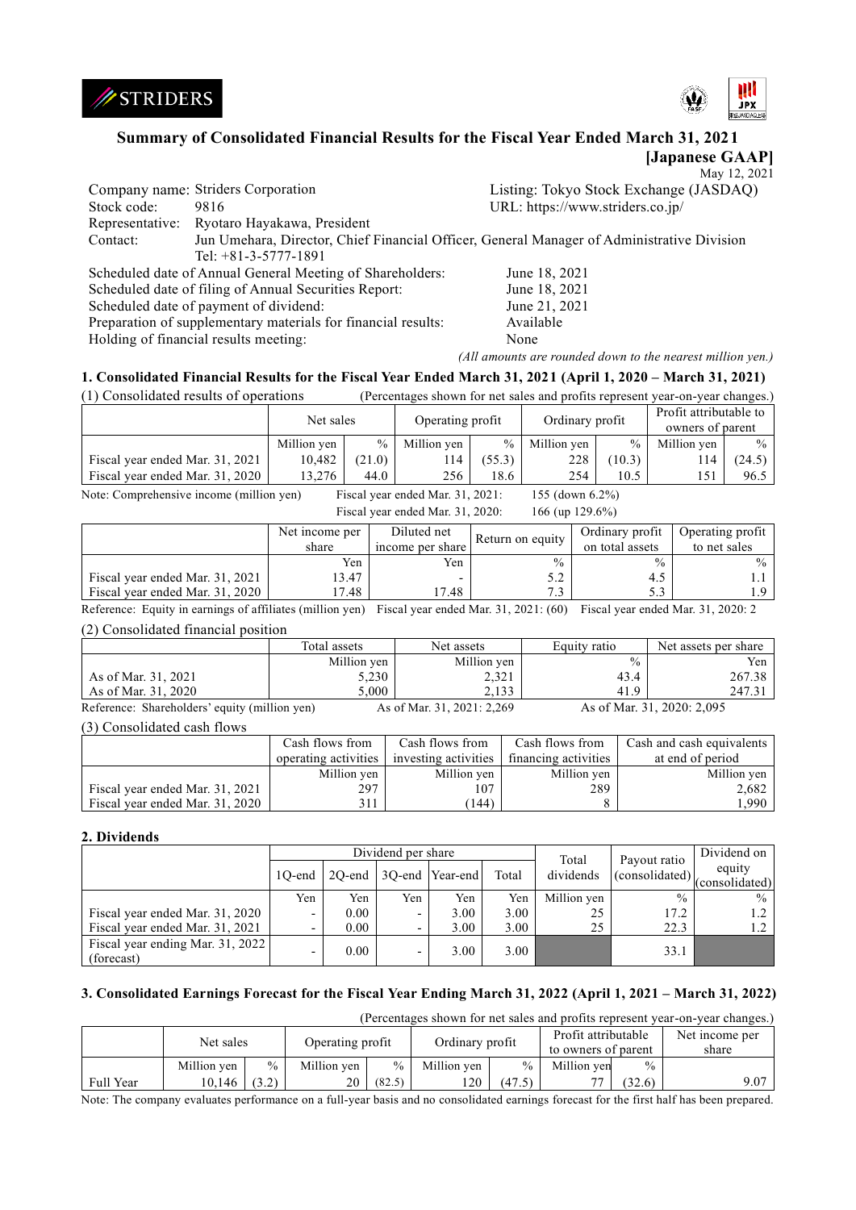STRIDERS

# Summary of Consolidated Financial Results for the Fiscal Year Ended March 31, 2021

**[Japanese GAAP]**

May 12, 2021

| | | | |
|---|---|---|---|
| Company name: | Striders Corporation | Listing: | Tokyo Stock Exchange (JASDAQ) |
| Stock code: | 9816 | URL: | https://www.striders.co.jp/ |
| Representative: | Ryotaro Hayakawa, President | | |
| Contact: | Jun Umehara, Director, Chief Financial Officer, General Manager of Administrative Division Tel: +81-3-5777-1891 | | |

Scheduled date of Annual General Meeting of Shareholders: June 18, 2021
Scheduled date of filing of Annual Securities Report: June 18, 2021
Scheduled date of payment of dividend: June 21, 2021
Preparation of supplementary materials for financial results: Available
Holding of financial results meeting: None

*(All amounts are rounded down to the nearest million yen.)*

## 1. Consolidated Financial Results for the Fiscal Year Ended March 31, 2021 (April 1, 2020 – March 31, 2021)

### (1) Consolidated results of operations

(Percentages shown for net sales and profits represent year-on-year changes.)

| | Net sales | | Operating profit | | Ordinary profit | | Profit attributable to owners of parent | |
|---|---|---|---|---|---|---|---|---|
| | Million yen | % | Million yen | % | Million yen | % | Million yen | % |
| Fiscal year ended Mar. 31, 2021 | 10,482 | (21.0) | 114 | (55.3) | 228 | (10.3) | 114 | (24.5) |
| Fiscal year ended Mar. 31, 2020 | 13,276 | 44.0 | 256 | 18.6 | 254 | 10.5 | 151 | 96.5 |

Note: Comprehensive income (million yen) Fiscal year ended Mar. 31, 2021: 155 (down 6.2%)
Fiscal year ended Mar. 31, 2020: 166 (up 129.6%)

| | Net income per share | Diluted net income per share | Return on equity | Ordinary profit on total assets | Operating profit to net sales |
|---|---|---|---|---|---|
| | Yen | Yen | % | % | % |
| Fiscal year ended Mar. 31, 2021 | 13.47 | - | 5.2 | 4.5 | 1.1 |
| Fiscal year ended Mar. 31, 2020 | 17.48 | 17.48 | 7.3 | 5.3 | 1.9 |

Reference: Equity in earnings of affiliates (million yen) Fiscal year ended Mar. 31, 2021: (60) Fiscal year ended Mar. 31, 2020: 2

### (2) Consolidated financial position

| | Total assets | Net assets | Equity ratio | Net assets per share |
|---|---|---|---|---|
| | Million yen | Million yen | % | Yen |
| As of Mar. 31, 2021 | 5,230 | 2,321 | 43.4 | 267.38 |
| As of Mar. 31, 2020 | 5,000 | 2,133 | 41.9 | 247.31 |

Reference: Shareholders' equity (million yen) As of Mar. 31, 2021: 2,269 As of Mar. 31, 2020: 2,095

### (3) Consolidated cash flows

| | Cash flows from operating activities | Cash flows from investing activities | Cash flows from financing activities | Cash and cash equivalents at end of period |
|---|---|---|---|---|
| | Million yen | Million yen | Million yen | Million yen |
| Fiscal year ended Mar. 31, 2021 | 297 | 107 | 289 | 2,682 |
| Fiscal year ended Mar. 31, 2020 | 311 | (144) | 8 | 1,990 |

## 2. Dividends

| | Dividend per share | | | | | Total dividends | Payout ratio (consolidated) | Dividend on equity (consolidated) |
|---|---|---|---|---|---|---|---|---|
| | 1Q-end | 2Q-end | 3Q-end | Year-end | Total | | | |
| | Yen | Yen | Yen | Yen | Yen | Million yen | % | % |
| Fiscal year ended Mar. 31, 2020 | - | 0.00 | - | 3.00 | 3.00 | 25 | 17.2 | 1.2 |
| Fiscal year ended Mar. 31, 2021 | - | 0.00 | - | 3.00 | 3.00 | 25 | 22.3 | 1.2 |
| Fiscal year ending Mar. 31, 2022 (forecast) | - | 0.00 | - | 3.00 | 3.00 | | 33.1 | |

## 3. Consolidated Earnings Forecast for the Fiscal Year Ending March 31, 2022 (April 1, 2021 – March 31, 2022)

(Percentages shown for net sales and profits represent year-on-year changes.)

| | Net sales | | Operating profit | | Ordinary profit | | Profit attributable to owners of parent | | Net income per share |
|---|---|---|---|---|---|---|---|---|---|
| | Million yen | % | Million yen | % | Million yen | % | Million yen | % | |
| Full Year | 10,146 | (3.2) | 20 | (82.5) | 120 | (47.5) | 77 | (32.6) | 9.07 |

Note: The company evaluates performance on a full-year basis and no consolidated earnings forecast for the first half has been prepared.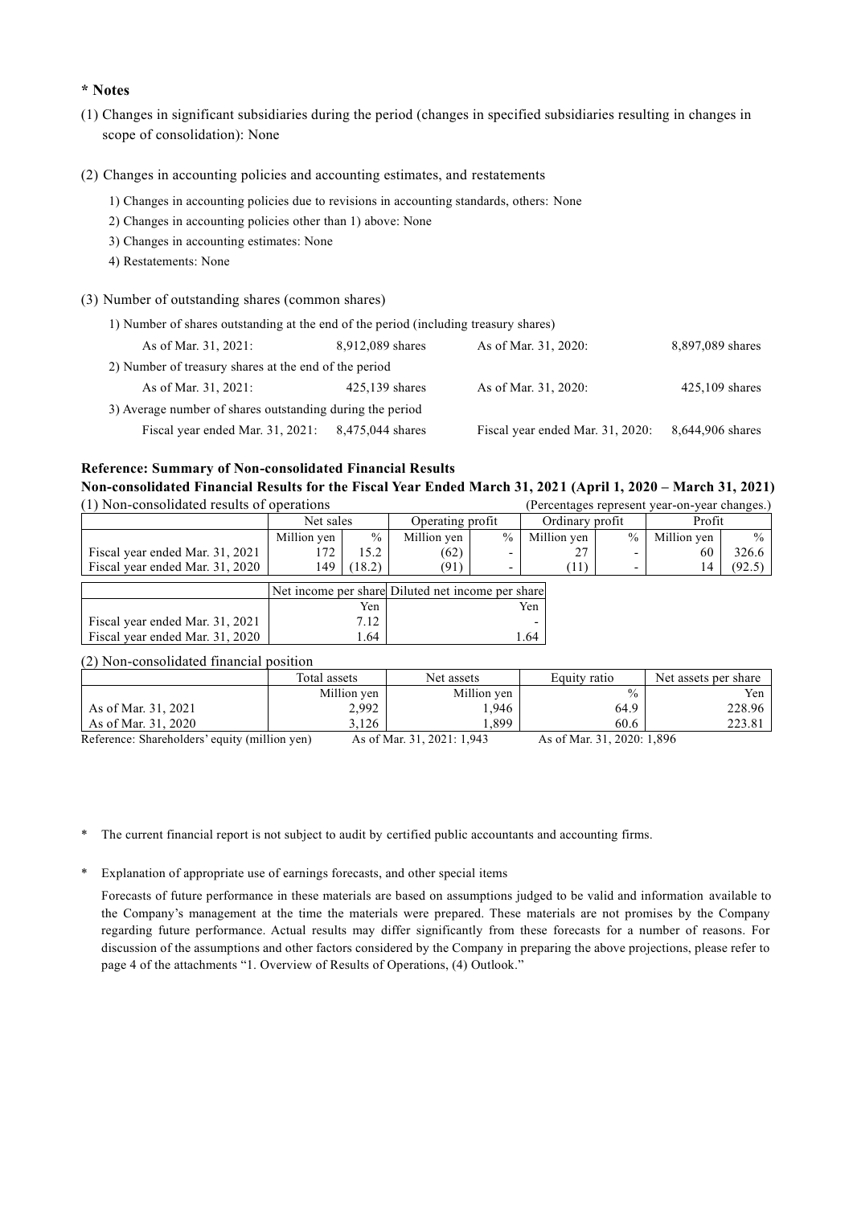**\* Notes**

(1) Changes in significant subsidiaries during the period (changes in specified subsidiaries resulting in changes in scope of consolidation): None

(2) Changes in accounting policies and accounting estimates, and restatements

1) Changes in accounting policies due to revisions in accounting standards, others: None
2) Changes in accounting policies other than 1) above: None
3) Changes in accounting estimates: None
4) Restatements: None

(3) Number of outstanding shares (common shares)

1) Number of shares outstanding at the end of the period (including treasury shares)

| | | | |
|---|---|---|---|
| As of Mar. 31, 2021: | 8,912,089 shares | As of Mar. 31, 2020: | 8,897,089 shares |

2) Number of treasury shares at the end of the period

| | | | |
|---|---|---|---|
| As of Mar. 31, 2021: | 425,139 shares | As of Mar. 31, 2020: | 425,109 shares |

3) Average number of shares outstanding during the period

| | | | |
|---|---|---|---|
| Fiscal year ended Mar. 31, 2021: | 8,475,044 shares | Fiscal year ended Mar. 31, 2020: | 8,644,906 shares |

**Reference: Summary of Non-consolidated Financial Results**

**Non-consolidated Financial Results for the Fiscal Year Ended March 31, 2021 (April 1, 2020 – March 31, 2021)**

(1) Non-consolidated results of operations (Percentages represent year-on-year changes.)

| | Net sales | | Operating profit | | Ordinary profit | | Profit | |
|---|---|---|---|---|---|---|---|---|
| | Million yen | % | Million yen | % | Million yen | % | Million yen | % |
| Fiscal year ended Mar. 31, 2021 | 172 | 15.2 | (62) | - | 27 | - | 60 | 326.6 |
| Fiscal year ended Mar. 31, 2020 | 149 | (18.2) | (91) | - | (11) | - | 14 | (92.5) |

| | Net income per share | Diluted net income per share |
|---|---|---|
| | Yen | Yen |
| Fiscal year ended Mar. 31, 2021 | 7.12 | - |
| Fiscal year ended Mar. 31, 2020 | 1.64 | 1.64 |

(2) Non-consolidated financial position

| | Total assets | Net assets | Equity ratio | Net assets per share |
|---|---|---|---|---|
| | Million yen | Million yen | % | Yen |
| As of Mar. 31, 2021 | 2,992 | 1,946 | 64.9 | 228.96 |
| As of Mar. 31, 2020 | 3,126 | 1,899 | 60.6 | 223.81 |

Reference: Shareholders' equity (million yen) As of Mar. 31, 2021: 1,943 As of Mar. 31, 2020: 1,896

\* The current financial report is not subject to audit by certified public accountants and accounting firms.

\* Explanation of appropriate use of earnings forecasts, and other special items

Forecasts of future performance in these materials are based on assumptions judged to be valid and information available to the Company's management at the time the materials were prepared. These materials are not promises by the Company regarding future performance. Actual results may differ significantly from these forecasts for a number of reasons. For discussion of the assumptions and other factors considered by the Company in preparing the above projections, please refer to page 4 of the attachments "1. Overview of Results of Operations, (4) Outlook."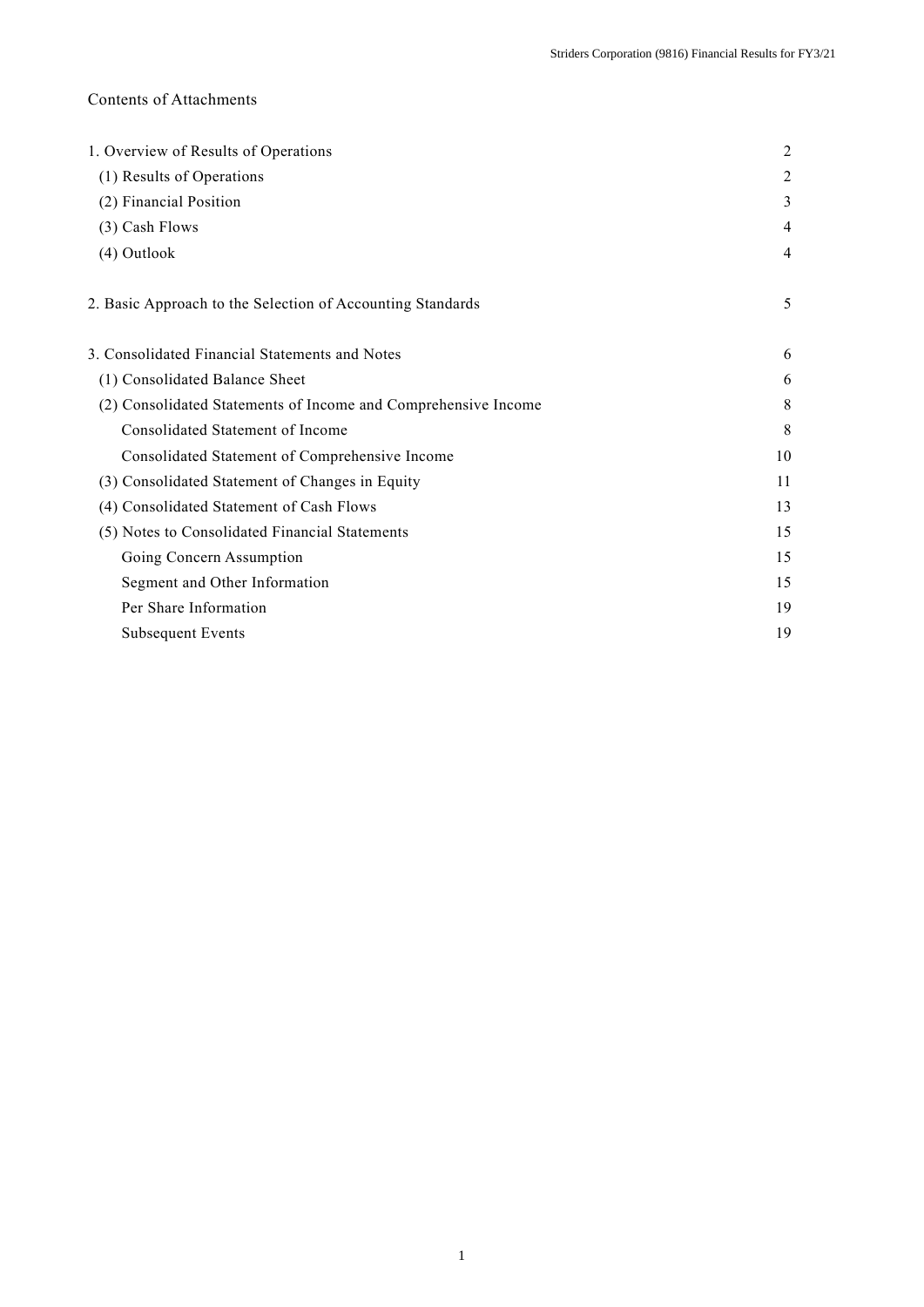# Contents of Attachments

| | |
|---|---|
| 1. Overview of Results of Operations | 2 |
| (1) Results of Operations | 2 |
| (2) Financial Position | 3 |
| (3) Cash Flows | 4 |
| (4) Outlook | 4 |
| 2. Basic Approach to the Selection of Accounting Standards | 5 |
| 3. Consolidated Financial Statements and Notes | 6 |
| (1) Consolidated Balance Sheet | 6 |
| (2) Consolidated Statements of Income and Comprehensive Income | 8 |
| Consolidated Statement of Income | 8 |
| Consolidated Statement of Comprehensive Income | 10 |
| (3) Consolidated Statement of Changes in Equity | 11 |
| (4) Consolidated Statement of Cash Flows | 13 |
| (5) Notes to Consolidated Financial Statements | 15 |
| Going Concern Assumption | 15 |
| Segment and Other Information | 15 |
| Per Share Information | 19 |
| Subsequent Events | 19 |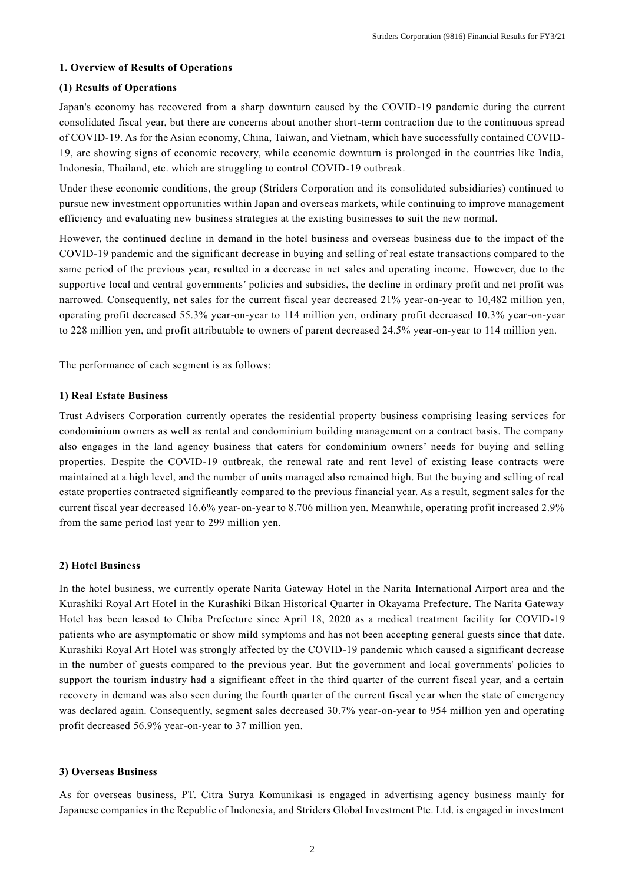## 1. Overview of Results of Operations

### (1) Results of Operations

Japan's economy has recovered from a sharp downturn caused by the COVID-19 pandemic during the current consolidated fiscal year, but there are concerns about another short-term contraction due to the continuous spread of COVID-19. As for the Asian economy, China, Taiwan, and Vietnam, which have successfully contained COVID-19, are showing signs of economic recovery, while economic downturn is prolonged in the countries like India, Indonesia, Thailand, etc. which are struggling to control COVID-19 outbreak.

Under these economic conditions, the group (Striders Corporation and its consolidated subsidiaries) continued to pursue new investment opportunities within Japan and overseas markets, while continuing to improve management efficiency and evaluating new business strategies at the existing businesses to suit the new normal.

However, the continued decline in demand in the hotel business and overseas business due to the impact of the COVID-19 pandemic and the significant decrease in buying and selling of real estate transactions compared to the same period of the previous year, resulted in a decrease in net sales and operating income. However, due to the supportive local and central governments' policies and subsidies, the decline in ordinary profit and net profit was narrowed. Consequently, net sales for the current fiscal year decreased 21% year-on-year to 10,482 million yen, operating profit decreased 55.3% year-on-year to 114 million yen, ordinary profit decreased 10.3% year-on-year to 228 million yen, and profit attributable to owners of parent decreased 24.5% year-on-year to 114 million yen.

The performance of each segment is as follows:

#### 1) Real Estate Business

Trust Advisers Corporation currently operates the residential property business comprising leasing services for condominium owners as well as rental and condominium building management on a contract basis. The company also engages in the land agency business that caters for condominium owners' needs for buying and selling properties. Despite the COVID-19 outbreak, the renewal rate and rent level of existing lease contracts were maintained at a high level, and the number of units managed also remained high. But the buying and selling of real estate properties contracted significantly compared to the previous financial year. As a result, segment sales for the current fiscal year decreased 16.6% year-on-year to 8.706 million yen. Meanwhile, operating profit increased 2.9% from the same period last year to 299 million yen.

#### 2) Hotel Business

In the hotel business, we currently operate Narita Gateway Hotel in the Narita International Airport area and the Kurashiki Royal Art Hotel in the Kurashiki Bikan Historical Quarter in Okayama Prefecture. The Narita Gateway Hotel has been leased to Chiba Prefecture since April 18, 2020 as a medical treatment facility for COVID-19 patients who are asymptomatic or show mild symptoms and has not been accepting general guests since that date. Kurashiki Royal Art Hotel was strongly affected by the COVID-19 pandemic which caused a significant decrease in the number of guests compared to the previous year. But the government and local governments' policies to support the tourism industry had a significant effect in the third quarter of the current fiscal year, and a certain recovery in demand was also seen during the fourth quarter of the current fiscal year when the state of emergency was declared again. Consequently, segment sales decreased 30.7% year-on-year to 954 million yen and operating profit decreased 56.9% year-on-year to 37 million yen.

#### 3) Overseas Business

As for overseas business, PT. Citra Surya Komunikasi is engaged in advertising agency business mainly for Japanese companies in the Republic of Indonesia, and Striders Global Investment Pte. Ltd. is engaged in investment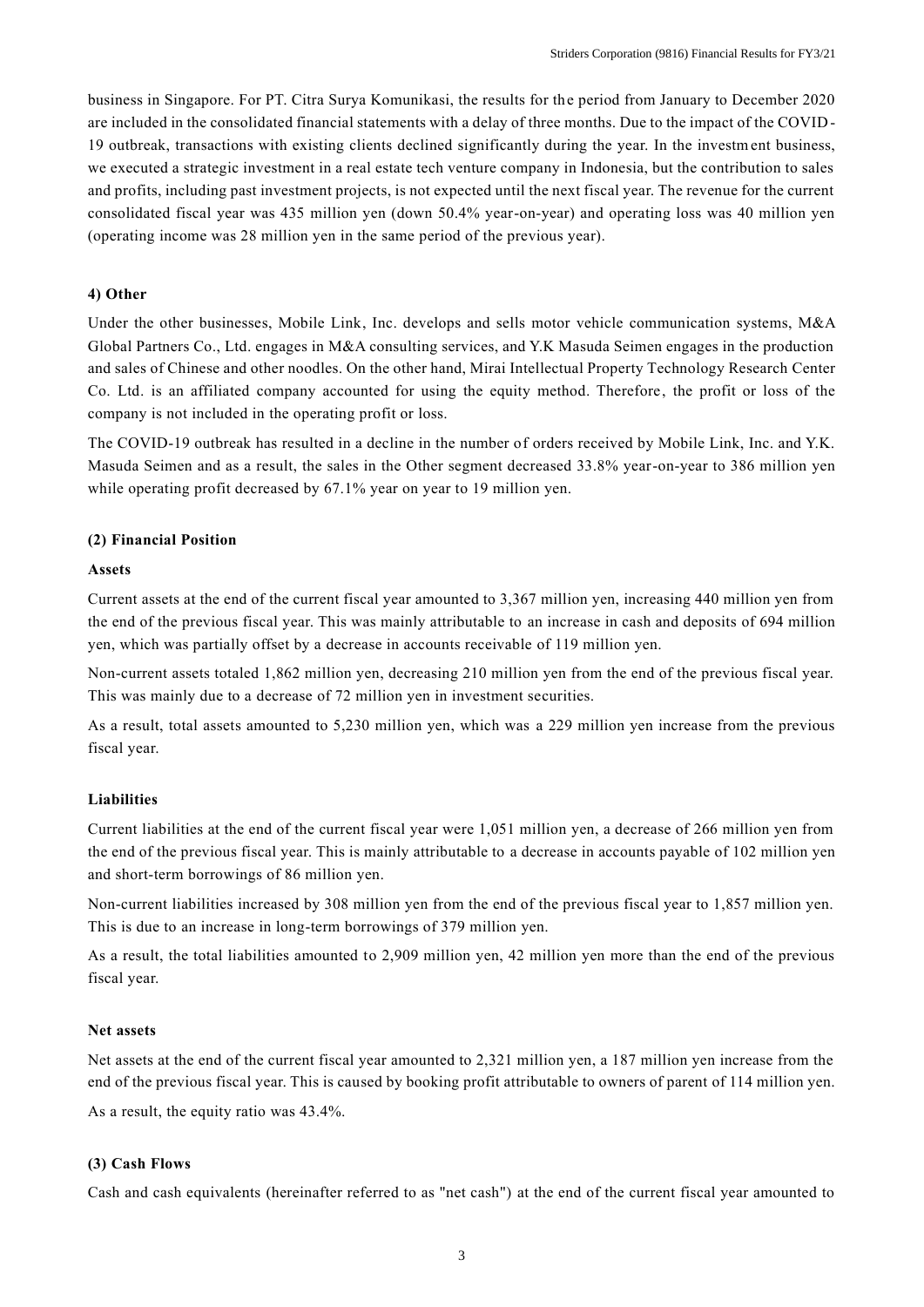business in Singapore. For PT. Citra Surya Komunikasi, the results for the period from January to December 2020 are included in the consolidated financial statements with a delay of three months. Due to the impact of the COVID-19 outbreak, transactions with existing clients declined significantly during the year. In the investment business, we executed a strategic investment in a real estate tech venture company in Indonesia, but the contribution to sales and profits, including past investment projects, is not expected until the next fiscal year. The revenue for the current consolidated fiscal year was 435 million yen (down 50.4% year-on-year) and operating loss was 40 million yen (operating income was 28 million yen in the same period of the previous year).

#### 4) Other

Under the other businesses, Mobile Link, Inc. develops and sells motor vehicle communication systems, M&A Global Partners Co., Ltd. engages in M&A consulting services, and Y.K Masuda Seimen engages in the production and sales of Chinese and other noodles. On the other hand, Mirai Intellectual Property Technology Research Center Co. Ltd. is an affiliated company accounted for using the equity method. Therefore, the profit or loss of the company is not included in the operating profit or loss.

The COVID-19 outbreak has resulted in a decline in the number of orders received by Mobile Link, Inc. and Y.K. Masuda Seimen and as a result, the sales in the Other segment decreased 33.8% year-on-year to 386 million yen while operating profit decreased by 67.1% year on year to 19 million yen.

### (2) Financial Position

#### Assets

Current assets at the end of the current fiscal year amounted to 3,367 million yen, increasing 440 million yen from the end of the previous fiscal year. This was mainly attributable to an increase in cash and deposits of 694 million yen, which was partially offset by a decrease in accounts receivable of 119 million yen.

Non-current assets totaled 1,862 million yen, decreasing 210 million yen from the end of the previous fiscal year. This was mainly due to a decrease of 72 million yen in investment securities.

As a result, total assets amounted to 5,230 million yen, which was a 229 million yen increase from the previous fiscal year.

#### Liabilities

Current liabilities at the end of the current fiscal year were 1,051 million yen, a decrease of 266 million yen from the end of the previous fiscal year. This is mainly attributable to a decrease in accounts payable of 102 million yen and short-term borrowings of 86 million yen.

Non-current liabilities increased by 308 million yen from the end of the previous fiscal year to 1,857 million yen. This is due to an increase in long-term borrowings of 379 million yen.

As a result, the total liabilities amounted to 2,909 million yen, 42 million yen more than the end of the previous fiscal year.

#### Net assets

Net assets at the end of the current fiscal year amounted to 2,321 million yen, a 187 million yen increase from the end of the previous fiscal year. This is caused by booking profit attributable to owners of parent of 114 million yen.

As a result, the equity ratio was 43.4%.

### (3) Cash Flows

Cash and cash equivalents (hereinafter referred to as "net cash") at the end of the current fiscal year amounted to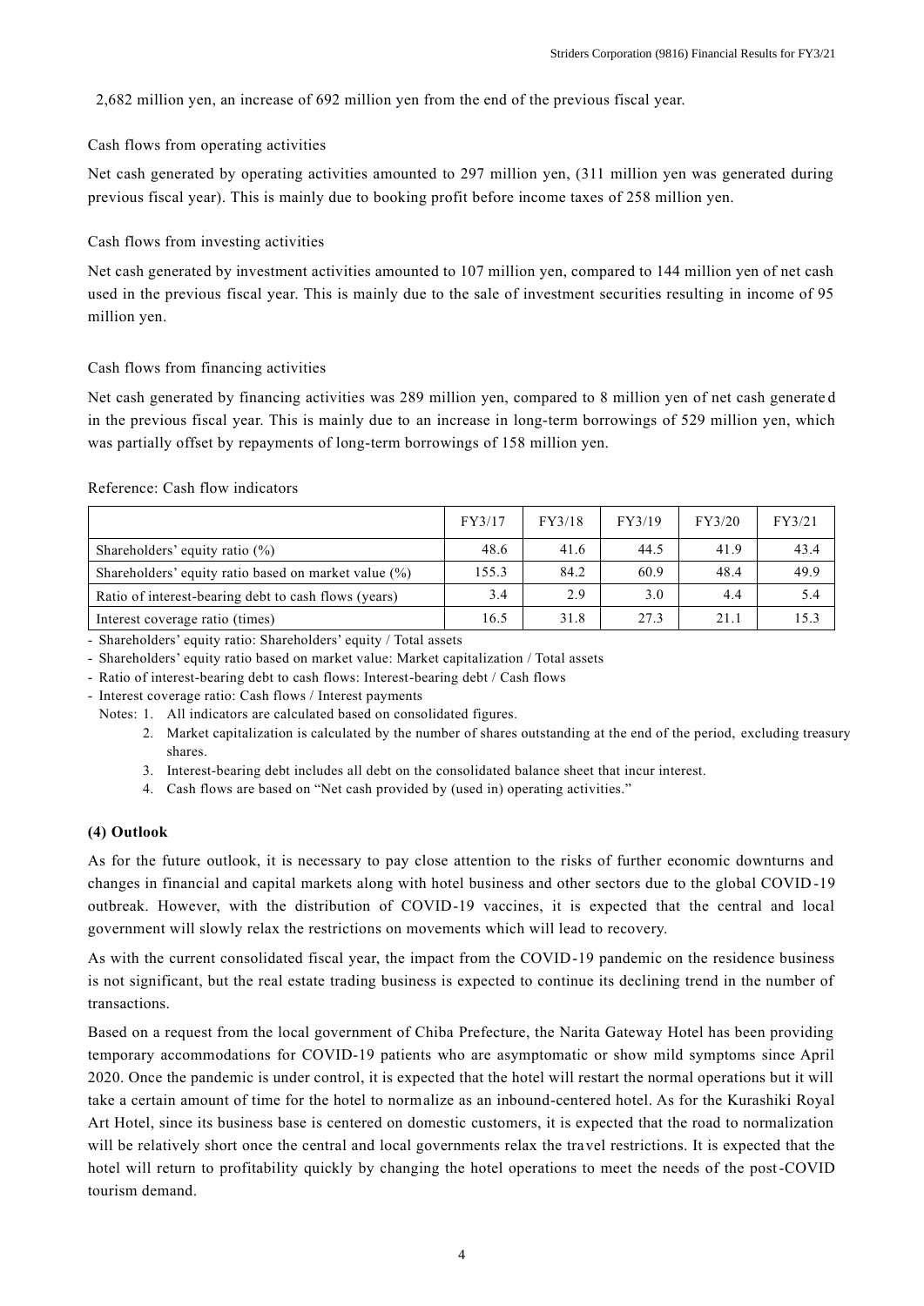2,682 million yen, an increase of 692 million yen from the end of the previous fiscal year.

Cash flows from operating activities

Net cash generated by operating activities amounted to 297 million yen, (311 million yen was generated during previous fiscal year). This is mainly due to booking profit before income taxes of 258 million yen.

Cash flows from investing activities

Net cash generated by investment activities amounted to 107 million yen, compared to 144 million yen of net cash used in the previous fiscal year. This is mainly due to the sale of investment securities resulting in income of 95 million yen.

Cash flows from financing activities

Net cash generated by financing activities was 289 million yen, compared to 8 million yen of net cash generated in the previous fiscal year. This is mainly due to an increase in long-term borrowings of 529 million yen, which was partially offset by repayments of long-term borrowings of 158 million yen.

Reference: Cash flow indicators

| | FY3/17 | FY3/18 | FY3/19 | FY3/20 | FY3/21 |
|---|---|---|---|---|---|
| Shareholders' equity ratio (%) | 48.6 | 41.6 | 44.5 | 41.9 | 43.4 |
| Shareholders' equity ratio based on market value (%) | 155.3 | 84.2 | 60.9 | 48.4 | 49.9 |
| Ratio of interest-bearing debt to cash flows (years) | 3.4 | 2.9 | 3.0 | 4.4 | 5.4 |
| Interest coverage ratio (times) | 16.5 | 31.8 | 27.3 | 21.1 | 15.3 |

- Shareholders' equity ratio: Shareholders' equity / Total assets
- Shareholders' equity ratio based on market value: Market capitalization / Total assets
- Ratio of interest-bearing debt to cash flows: Interest-bearing debt / Cash flows
- Interest coverage ratio: Cash flows / Interest payments

Notes:
1. All indicators are calculated based on consolidated figures.
2. Market capitalization is calculated by the number of shares outstanding at the end of the period, excluding treasury shares.
3. Interest-bearing debt includes all debt on the consolidated balance sheet that incur interest.
4. Cash flows are based on "Net cash provided by (used in) operating activities."

**(4) Outlook**

As for the future outlook, it is necessary to pay close attention to the risks of further economic downturns and changes in financial and capital markets along with hotel business and other sectors due to the global COVID-19 outbreak. However, with the distribution of COVID-19 vaccines, it is expected that the central and local government will slowly relax the restrictions on movements which will lead to recovery.

As with the current consolidated fiscal year, the impact from the COVID-19 pandemic on the residence business is not significant, but the real estate trading business is expected to continue its declining trend in the number of transactions.

Based on a request from the local government of Chiba Prefecture, the Narita Gateway Hotel has been providing temporary accommodations for COVID-19 patients who are asymptomatic or show mild symptoms since April 2020. Once the pandemic is under control, it is expected that the hotel will restart the normal operations but it will take a certain amount of time for the hotel to normalize as an inbound-centered hotel. As for the Kurashiki Royal Art Hotel, since its business base is centered on domestic customers, it is expected that the road to normalization will be relatively short once the central and local governments relax the travel restrictions. It is expected that the hotel will return to profitability quickly by changing the hotel operations to meet the needs of the post-COVID tourism demand.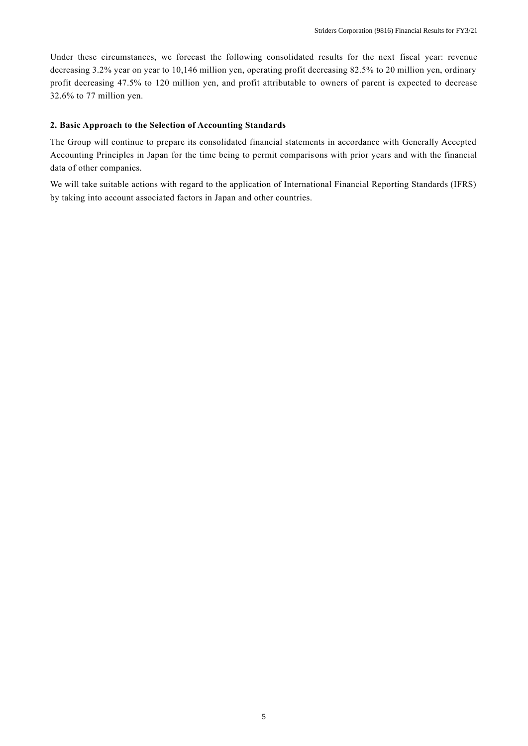Under these circumstances, we forecast the following consolidated results for the next fiscal year: revenue decreasing 3.2% year on year to 10,146 million yen, operating profit decreasing 82.5% to 20 million yen, ordinary profit decreasing 47.5% to 120 million yen, and profit attributable to owners of parent is expected to decrease 32.6% to 77 million yen.

## 2. Basic Approach to the Selection of Accounting Standards

The Group will continue to prepare its consolidated financial statements in accordance with Generally Accepted Accounting Principles in Japan for the time being to permit comparisons with prior years and with the financial data of other companies.

We will take suitable actions with regard to the application of International Financial Reporting Standards (IFRS) by taking into account associated factors in Japan and other countries.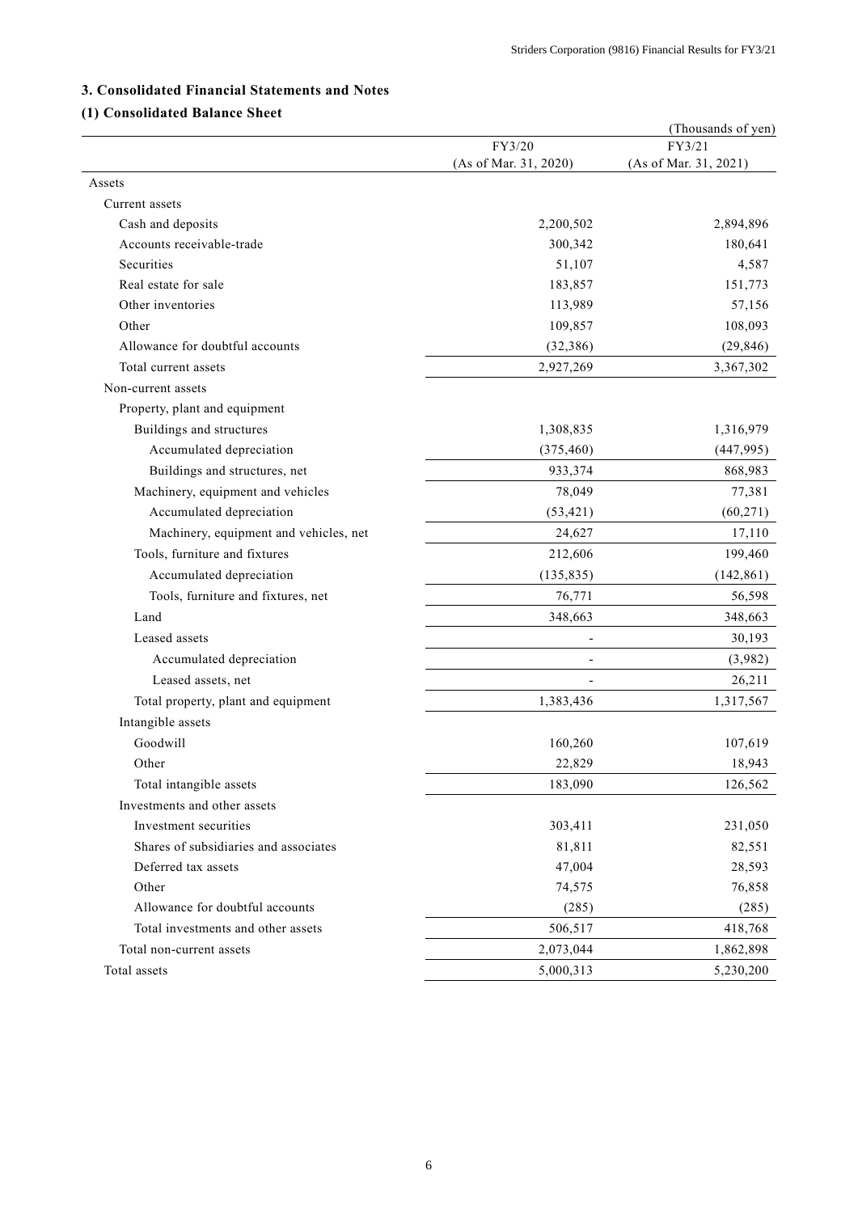## 3. Consolidated Financial Statements and Notes

### (1) Consolidated Balance Sheet

(Thousands of yen)

| | FY3/20 (As of Mar. 31, 2020) | FY3/21 (As of Mar. 31, 2021) |
|---|---|---|
| Assets | | |
| Current assets | | |
| Cash and deposits | 2,200,502 | 2,894,896 |
| Accounts receivable-trade | 300,342 | 180,641 |
| Securities | 51,107 | 4,587 |
| Real estate for sale | 183,857 | 151,773 |
| Other inventories | 113,989 | 57,156 |
| Other | 109,857 | 108,093 |
| Allowance for doubtful accounts | (32,386) | (29,846) |
| Total current assets | 2,927,269 | 3,367,302 |
| Non-current assets | | |
| Property, plant and equipment | | |
| Buildings and structures | 1,308,835 | 1,316,979 |
| Accumulated depreciation | (375,460) | (447,995) |
| Buildings and structures, net | 933,374 | 868,983 |
| Machinery, equipment and vehicles | 78,049 | 77,381 |
| Accumulated depreciation | (53,421) | (60,271) |
| Machinery, equipment and vehicles, net | 24,627 | 17,110 |
| Tools, furniture and fixtures | 212,606 | 199,460 |
| Accumulated depreciation | (135,835) | (142,861) |
| Tools, furniture and fixtures, net | 76,771 | 56,598 |
| Land | 348,663 | 348,663 |
| Leased assets | - | 30,193 |
| Accumulated depreciation | - | (3,982) |
| Leased assets, net | - | 26,211 |
| Total property, plant and equipment | 1,383,436 | 1,317,567 |
| Intangible assets | | |
| Goodwill | 160,260 | 107,619 |
| Other | 22,829 | 18,943 |
| Total intangible assets | 183,090 | 126,562 |
| Investments and other assets | | |
| Investment securities | 303,411 | 231,050 |
| Shares of subsidiaries and associates | 81,811 | 82,551 |
| Deferred tax assets | 47,004 | 28,593 |
| Other | 74,575 | 76,858 |
| Allowance for doubtful accounts | (285) | (285) |
| Total investments and other assets | 506,517 | 418,768 |
| Total non-current assets | 2,073,044 | 1,862,898 |
| Total assets | 5,000,313 | 5,230,200 |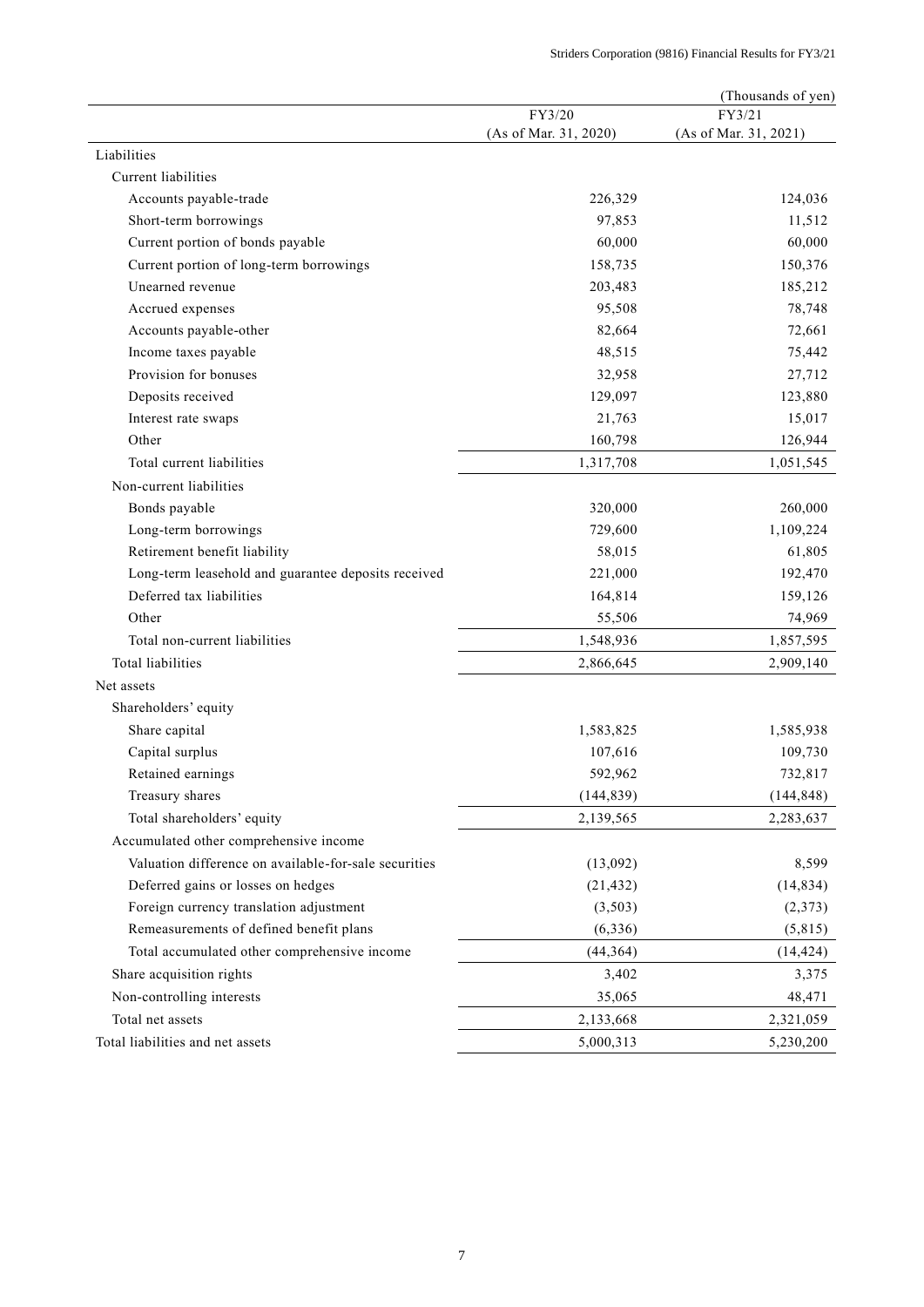(Thousands of yen)

| | FY3/20 (As of Mar. 31, 2020) | FY3/21 (As of Mar. 31, 2021) |
|---|---|---|
| Liabilities | | |
| Current liabilities | | |
| Accounts payable-trade | 226,329 | 124,036 |
| Short-term borrowings | 97,853 | 11,512 |
| Current portion of bonds payable | 60,000 | 60,000 |
| Current portion of long-term borrowings | 158,735 | 150,376 |
| Unearned revenue | 203,483 | 185,212 |
| Accrued expenses | 95,508 | 78,748 |
| Accounts payable-other | 82,664 | 72,661 |
| Income taxes payable | 48,515 | 75,442 |
| Provision for bonuses | 32,958 | 27,712 |
| Deposits received | 129,097 | 123,880 |
| Interest rate swaps | 21,763 | 15,017 |
| Other | 160,798 | 126,944 |
| Total current liabilities | 1,317,708 | 1,051,545 |
| Non-current liabilities | | |
| Bonds payable | 320,000 | 260,000 |
| Long-term borrowings | 729,600 | 1,109,224 |
| Retirement benefit liability | 58,015 | 61,805 |
| Long-term leasehold and guarantee deposits received | 221,000 | 192,470 |
| Deferred tax liabilities | 164,814 | 159,126 |
| Other | 55,506 | 74,969 |
| Total non-current liabilities | 1,548,936 | 1,857,595 |
| Total liabilities | 2,866,645 | 2,909,140 |
| Net assets | | |
| Shareholders' equity | | |
| Share capital | 1,583,825 | 1,585,938 |
| Capital surplus | 107,616 | 109,730 |
| Retained earnings | 592,962 | 732,817 |
| Treasury shares | (144,839) | (144,848) |
| Total shareholders' equity | 2,139,565 | 2,283,637 |
| Accumulated other comprehensive income | | |
| Valuation difference on available-for-sale securities | (13,092) | 8,599 |
| Deferred gains or losses on hedges | (21,432) | (14,834) |
| Foreign currency translation adjustment | (3,503) | (2,373) |
| Remeasurements of defined benefit plans | (6,336) | (5,815) |
| Total accumulated other comprehensive income | (44,364) | (14,424) |
| Share acquisition rights | 3,402 | 3,375 |
| Non-controlling interests | 35,065 | 48,471 |
| Total net assets | 2,133,668 | 2,321,059 |
| Total liabilities and net assets | 5,000,313 | 5,230,200 |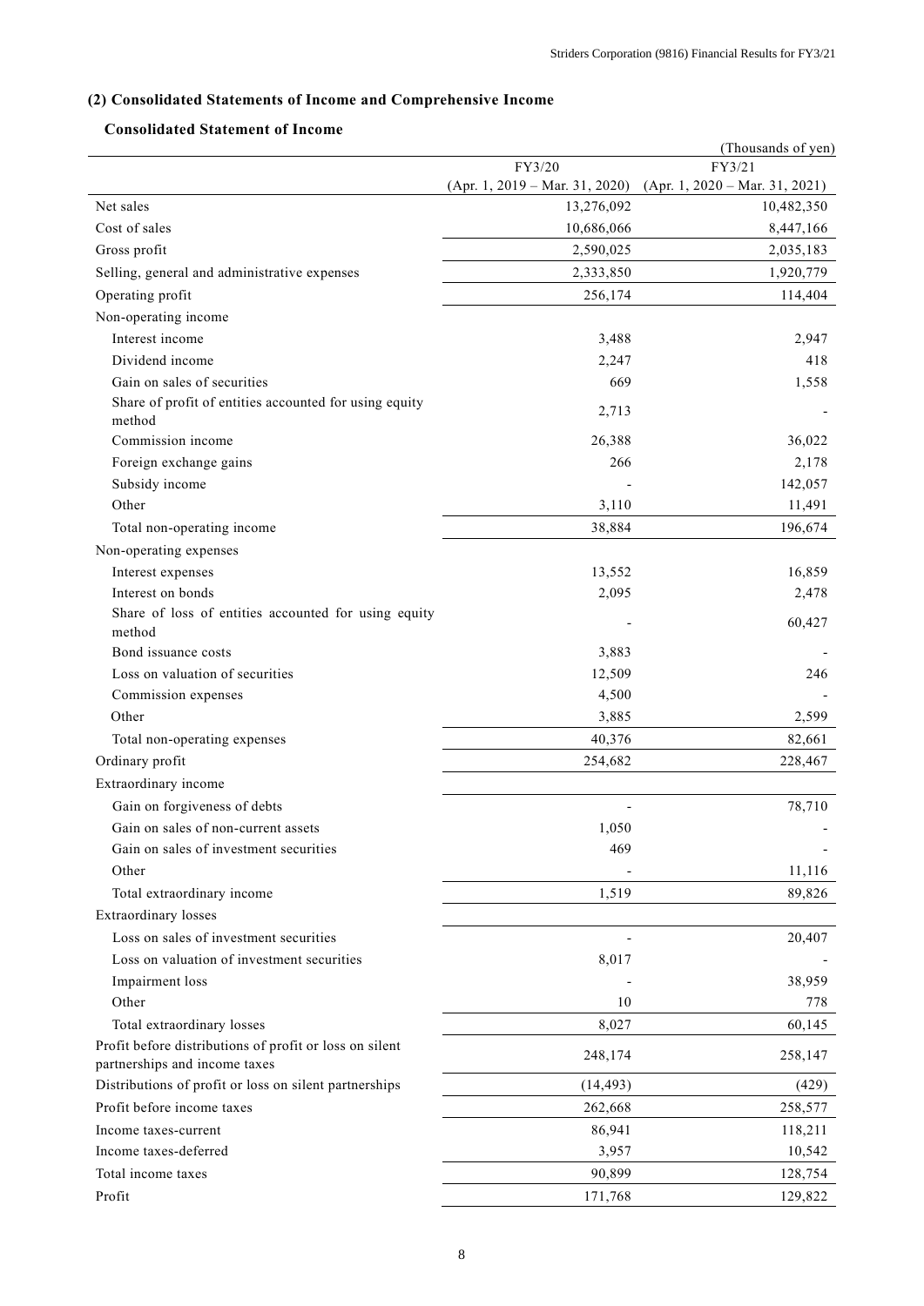## (2) Consolidated Statements of Income and Comprehensive Income

### Consolidated Statement of Income

(Thousands of yen)

| | FY3/20 (Apr. 1, 2019 – Mar. 31, 2020) | FY3/21 (Apr. 1, 2020 – Mar. 31, 2021) |
|---|---|---|
| Net sales | 13,276,092 | 10,482,350 |
| Cost of sales | 10,686,066 | 8,447,166 |
| Gross profit | 2,590,025 | 2,035,183 |
| Selling, general and administrative expenses | 2,333,850 | 1,920,779 |
| Operating profit | 256,174 | 114,404 |
| Non-operating income | | |
| Interest income | 3,488 | 2,947 |
| Dividend income | 2,247 | 418 |
| Gain on sales of securities | 669 | 1,558 |
| Share of profit of entities accounted for using equity method | 2,713 | - |
| Commission income | 26,388 | 36,022 |
| Foreign exchange gains | 266 | 2,178 |
| Subsidy income | - | 142,057 |
| Other | 3,110 | 11,491 |
| Total non-operating income | 38,884 | 196,674 |
| Non-operating expenses | | |
| Interest expenses | 13,552 | 16,859 |
| Interest on bonds | 2,095 | 2,478 |
| Share of loss of entities accounted for using equity method | - | 60,427 |
| Bond issuance costs | 3,883 | - |
| Loss on valuation of securities | 12,509 | 246 |
| Commission expenses | 4,500 | - |
| Other | 3,885 | 2,599 |
| Total non-operating expenses | 40,376 | 82,661 |
| Ordinary profit | 254,682 | 228,467 |
| Extraordinary income | | |
| Gain on forgiveness of debts | - | 78,710 |
| Gain on sales of non-current assets | 1,050 | - |
| Gain on sales of investment securities | 469 | - |
| Other | - | 11,116 |
| Total extraordinary income | 1,519 | 89,826 |
| Extraordinary losses | | |
| Loss on sales of investment securities | - | 20,407 |
| Loss on valuation of investment securities | 8,017 | - |
| Impairment loss | - | 38,959 |
| Other | 10 | 778 |
| Total extraordinary losses | 8,027 | 60,145 |
| Profit before distributions of profit or loss on silent partnerships and income taxes | 248,174 | 258,147 |
| Distributions of profit or loss on silent partnerships | (14,493) | (429) |
| Profit before income taxes | 262,668 | 258,577 |
| Income taxes-current | 86,941 | 118,211 |
| Income taxes-deferred | 3,957 | 10,542 |
| Total income taxes | 90,899 | 128,754 |
| Profit | 171,768 | 129,822 |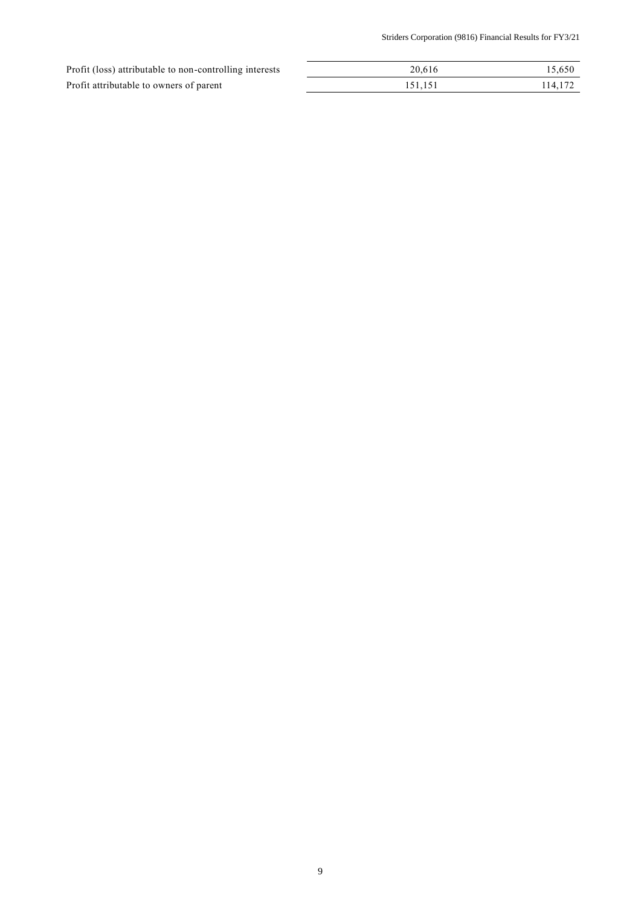| | | |
|---|---|---|
| Profit (loss) attributable to non-controlling interests | 20,616 | 15,650 |
| Profit attributable to owners of parent | 151,151 | 114,172 |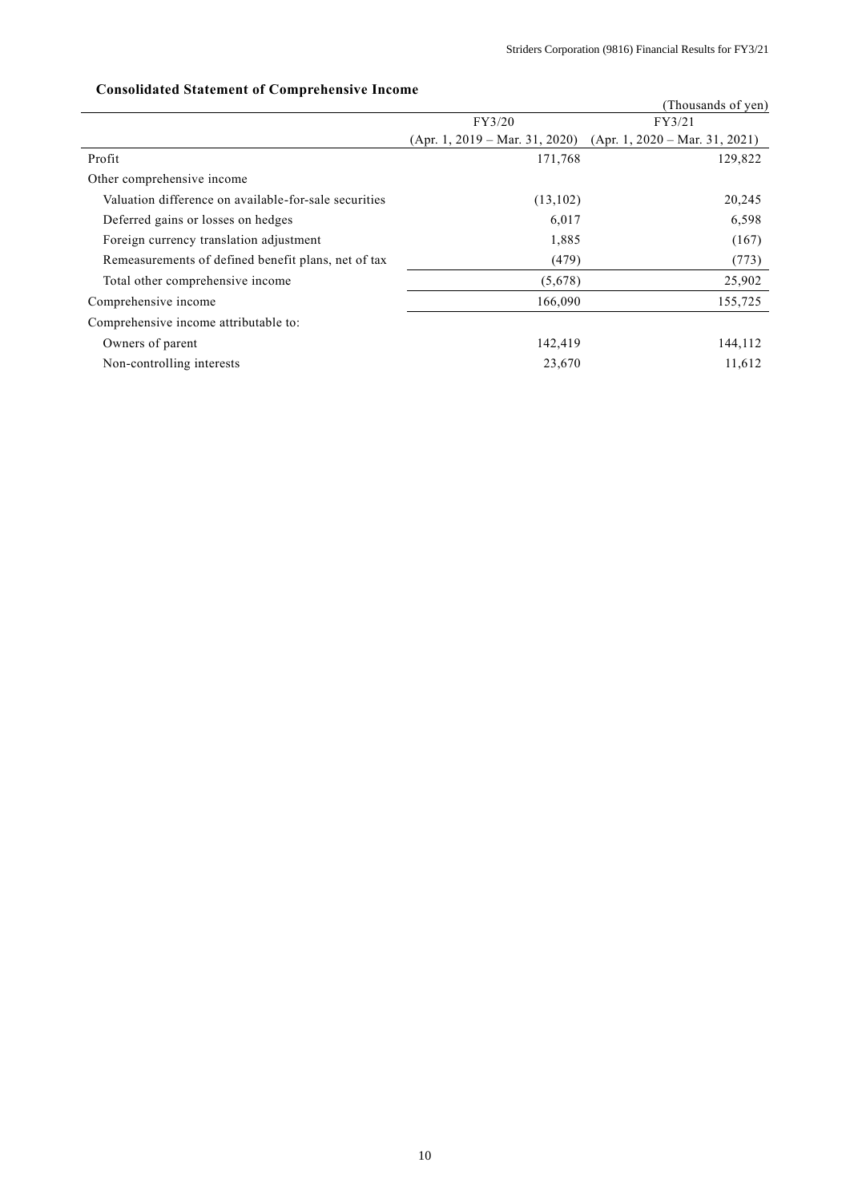### Consolidated Statement of Comprehensive Income

(Thousands of yen)

| | FY3/20 (Apr. 1, 2019 – Mar. 31, 2020) | FY3/21 (Apr. 1, 2020 – Mar. 31, 2021) |
|---|---|---|
| Profit | 171,768 | 129,822 |
| Other comprehensive income | | |
| Valuation difference on available-for-sale securities | (13,102) | 20,245 |
| Deferred gains or losses on hedges | 6,017 | 6,598 |
| Foreign currency translation adjustment | 1,885 | (167) |
| Remeasurements of defined benefit plans, net of tax | (479) | (773) |
| Total other comprehensive income | (5,678) | 25,902 |
| Comprehensive income | 166,090 | 155,725 |
| Comprehensive income attributable to: | | |
| Owners of parent | 142,419 | 144,112 |
| Non-controlling interests | 23,670 | 11,612 |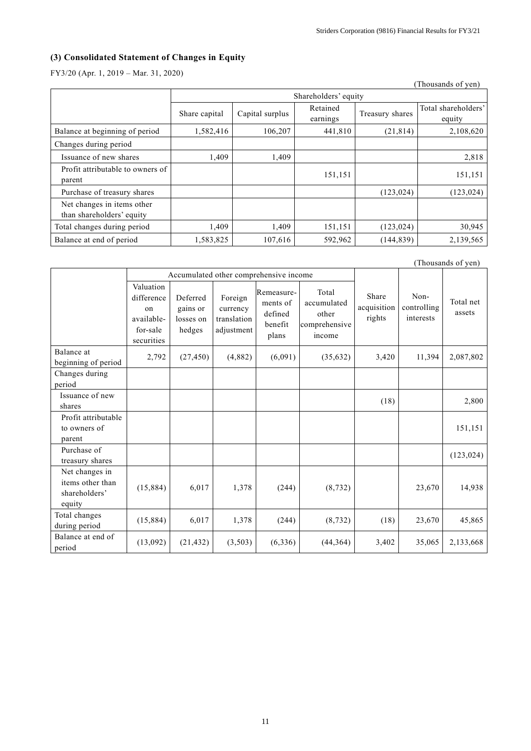### (3) Consolidated Statement of Changes in Equity

FY3/20 (Apr. 1, 2019 – Mar. 31, 2020)

(Thousands of yen)

| | Shareholders' equity | | | | |
|---|---|---|---|---|---|
| | Share capital | Capital surplus | Retained earnings | Treasury shares | Total shareholders' equity |
| Balance at beginning of period | 1,582,416 | 106,207 | 441,810 | (21,814) | 2,108,620 |
| Changes during period | | | | | |
| Issuance of new shares | 1,409 | 1,409 | | | 2,818 |
| Profit attributable to owners of parent | | | 151,151 | | 151,151 |
| Purchase of treasury shares | | | | (123,024) | (123,024) |
| Net changes in items other than shareholders' equity | | | | | |
| Total changes during period | 1,409 | 1,409 | 151,151 | (123,024) | 30,945 |
| Balance at end of period | 1,583,825 | 107,616 | 592,962 | (144,839) | 2,139,565 |

(Thousands of yen)

| | Accumulated other comprehensive income | | | | | Share acquisition rights | Non-controlling interests | Total net assets |
|---|---|---|---|---|---|---|---|---|
| | Valuation difference on available-for-sale securities | Deferred gains or losses on hedges | Foreign currency translation adjustment | Remeasurements of defined benefit plans | Total accumulated other comprehensive income | | | |
| Balance at beginning of period | 2,792 | (27,450) | (4,882) | (6,091) | (35,632) | 3,420 | 11,394 | 2,087,802 |
| Changes during period | | | | | | | | |
| Issuance of new shares | | | | | | (18) | | 2,800 |
| Profit attributable to owners of parent | | | | | | | | 151,151 |
| Purchase of treasury shares | | | | | | | | (123,024) |
| Net changes in items other than shareholders' equity | (15,884) | 6,017 | 1,378 | (244) | (8,732) | | 23,670 | 14,938 |
| Total changes during period | (15,884) | 6,017 | 1,378 | (244) | (8,732) | (18) | 23,670 | 45,865 |
| Balance at end of period | (13,092) | (21,432) | (3,503) | (6,336) | (44,364) | 3,402 | 35,065 | 2,133,668 |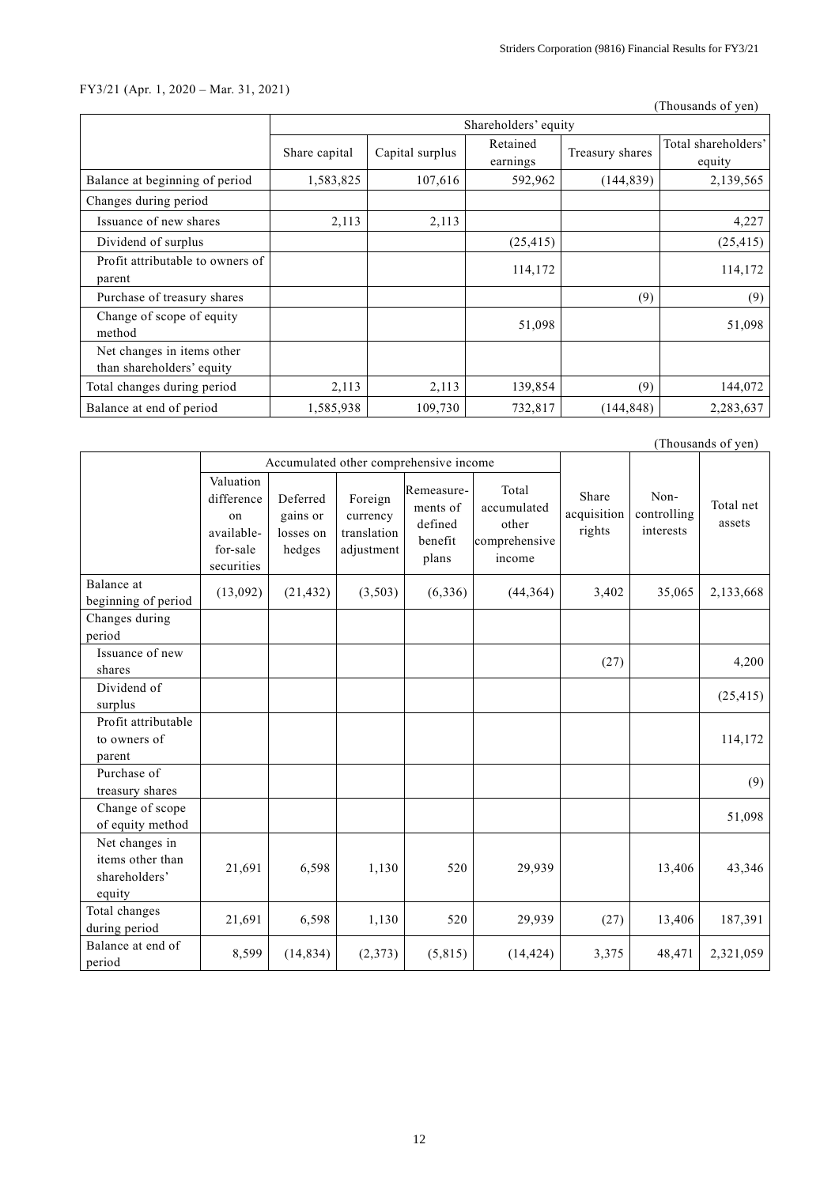FY3/21 (Apr. 1, 2020 – Mar. 31, 2021)

(Thousands of yen)

| | Shareholders' equity | | | | |
|---|---|---|---|---|---|
| | Share capital | Capital surplus | Retained earnings | Treasury shares | Total shareholders' equity |
| Balance at beginning of period | 1,583,825 | 107,616 | 592,962 | (144,839) | 2,139,565 |
| Changes during period | | | | | |
| Issuance of new shares | 2,113 | 2,113 | | | 4,227 |
| Dividend of surplus | | | (25,415) | | (25,415) |
| Profit attributable to owners of parent | | | 114,172 | | 114,172 |
| Purchase of treasury shares | | | | (9) | (9) |
| Change of scope of equity method | | | 51,098 | | 51,098 |
| Net changes in items other than shareholders' equity | | | | | |
| Total changes during period | 2,113 | 2,113 | 139,854 | (9) | 144,072 |
| Balance at end of period | 1,585,938 | 109,730 | 732,817 | (144,848) | 2,283,637 |

(Thousands of yen)

| | Accumulated other comprehensive income | | | | | Share acquisition rights | Non-controlling interests | Total net assets |
|---|---|---|---|---|---|---|---|---|
| | Valuation difference on available-for-sale securities | Deferred gains or losses on hedges | Foreign currency translation adjustment | Remeasurements of defined benefit plans | Total accumulated other comprehensive income | | | |
| Balance at beginning of period | (13,092) | (21,432) | (3,503) | (6,336) | (44,364) | 3,402 | 35,065 | 2,133,668 |
| Changes during period | | | | | | | | |
| Issuance of new shares | | | | | | (27) | | 4,200 |
| Dividend of surplus | | | | | | | | (25,415) |
| Profit attributable to owners of parent | | | | | | | | 114,172 |
| Purchase of treasury shares | | | | | | | | (9) |
| Change of scope of equity method | | | | | | | | 51,098 |
| Net changes in items other than shareholders' equity | 21,691 | 6,598 | 1,130 | 520 | 29,939 | | 13,406 | 43,346 |
| Total changes during period | 21,691 | 6,598 | 1,130 | 520 | 29,939 | (27) | 13,406 | 187,391 |
| Balance at end of period | 8,599 | (14,834) | (2,373) | (5,815) | (14,424) | 3,375 | 48,471 | 2,321,059 |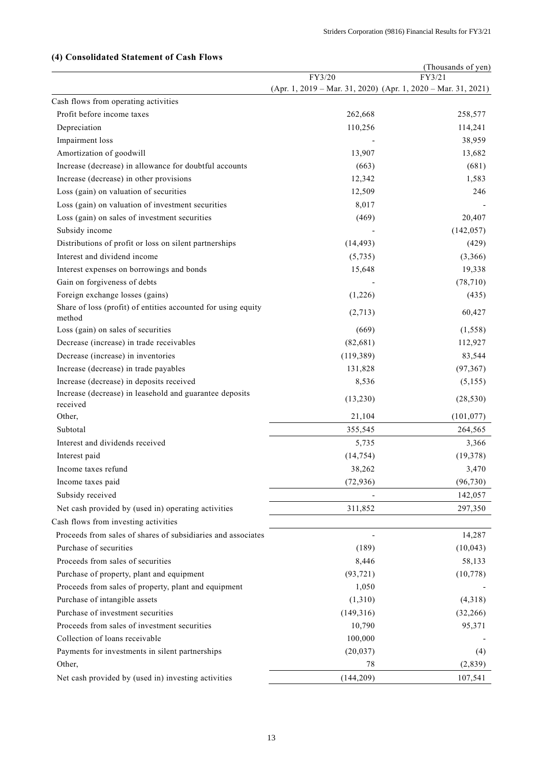### (4) Consolidated Statement of Cash Flows

(Thousands of yen)

| | FY3/20 (Apr. 1, 2019 – Mar. 31, 2020) | FY3/21 (Apr. 1, 2020 – Mar. 31, 2021) |
|---|---|---|
| Cash flows from operating activities | | |
| Profit before income taxes | 262,668 | 258,577 |
| Depreciation | 110,256 | 114,241 |
| Impairment loss | - | 38,959 |
| Amortization of goodwill | 13,907 | 13,682 |
| Increase (decrease) in allowance for doubtful accounts | (663) | (681) |
| Increase (decrease) in other provisions | 12,342 | 1,583 |
| Loss (gain) on valuation of securities | 12,509 | 246 |
| Loss (gain) on valuation of investment securities | 8,017 | - |
| Loss (gain) on sales of investment securities | (469) | 20,407 |
| Subsidy income | - | (142,057) |
| Distributions of profit or loss on silent partnerships | (14,493) | (429) |
| Interest and dividend income | (5,735) | (3,366) |
| Interest expenses on borrowings and bonds | 15,648 | 19,338 |
| Gain on forgiveness of debts | - | (78,710) |
| Foreign exchange losses (gains) | (1,226) | (435) |
| Share of loss (profit) of entities accounted for using equity method | (2,713) | 60,427 |
| Loss (gain) on sales of securities | (669) | (1,558) |
| Decrease (increase) in trade receivables | (82,681) | 112,927 |
| Decrease (increase) in inventories | (119,389) | 83,544 |
| Increase (decrease) in trade payables | 131,828 | (97,367) |
| Increase (decrease) in deposits received | 8,536 | (5,155) |
| Increase (decrease) in leasehold and guarantee deposits received | (13,230) | (28,530) |
| Other, | 21,104 | (101,077) |
| Subtotal | 355,545 | 264,565 |
| Interest and dividends received | 5,735 | 3,366 |
| Interest paid | (14,754) | (19,378) |
| Income taxes refund | 38,262 | 3,470 |
| Income taxes paid | (72,936) | (96,730) |
| Subsidy received | - | 142,057 |
| Net cash provided by (used in) operating activities | 311,852 | 297,350 |
| Cash flows from investing activities | | |
| Proceeds from sales of shares of subsidiaries and associates | - | 14,287 |
| Purchase of securities | (189) | (10,043) |
| Proceeds from sales of securities | 8,446 | 58,133 |
| Purchase of property, plant and equipment | (93,721) | (10,778) |
| Proceeds from sales of property, plant and equipment | 1,050 | - |
| Purchase of intangible assets | (1,310) | (4,318) |
| Purchase of investment securities | (149,316) | (32,266) |
| Proceeds from sales of investment securities | 10,790 | 95,371 |
| Collection of loans receivable | 100,000 | - |
| Payments for investments in silent partnerships | (20,037) | (4) |
| Other, | 78 | (2,839) |
| Net cash provided by (used in) investing activities | (144,209) | 107,541 |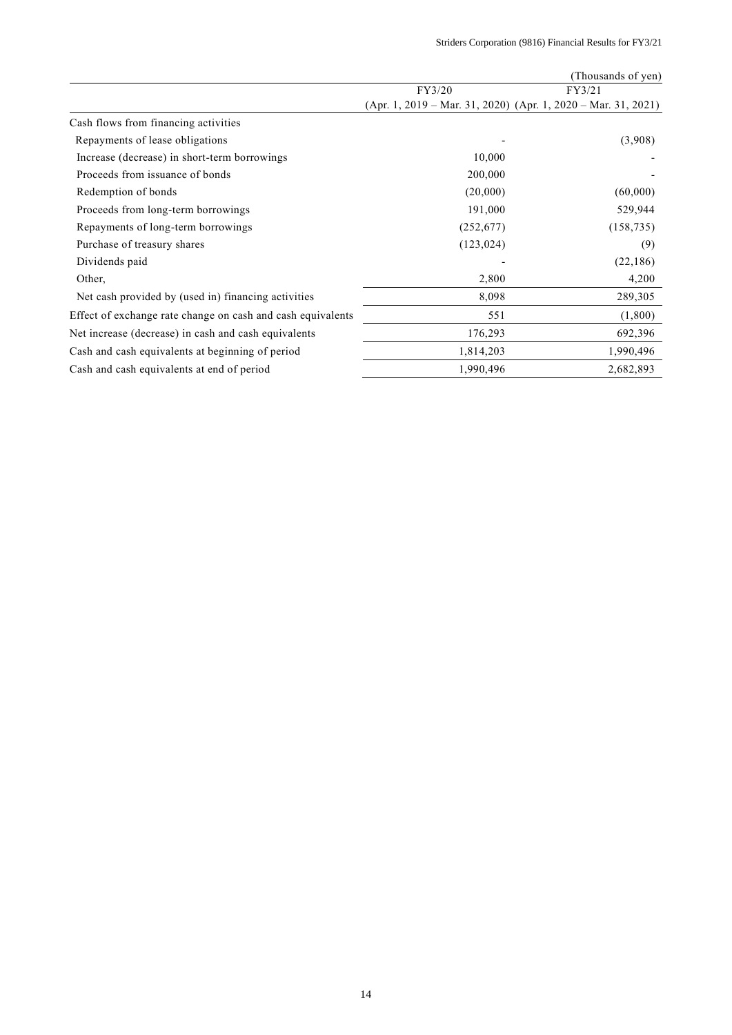(Thousands of yen)

| | FY3/20 (Apr. 1, 2019 – Mar. 31, 2020) | FY3/21 (Apr. 1, 2020 – Mar. 31, 2021) |
|---|---|---|
| Cash flows from financing activities | | |
| Repayments of lease obligations | - | (3,908) |
| Increase (decrease) in short-term borrowings | 10,000 | - |
| Proceeds from issuance of bonds | 200,000 | - |
| Redemption of bonds | (20,000) | (60,000) |
| Proceeds from long-term borrowings | 191,000 | 529,944 |
| Repayments of long-term borrowings | (252,677) | (158,735) |
| Purchase of treasury shares | (123,024) | (9) |
| Dividends paid | - | (22,186) |
| Other, | 2,800 | 4,200 |
| Net cash provided by (used in) financing activities | 8,098 | 289,305 |
| Effect of exchange rate change on cash and cash equivalents | 551 | (1,800) |
| Net increase (decrease) in cash and cash equivalents | 176,293 | 692,396 |
| Cash and cash equivalents at beginning of period | 1,814,203 | 1,990,496 |
| Cash and cash equivalents at end of period | 1,990,496 | 2,682,893 |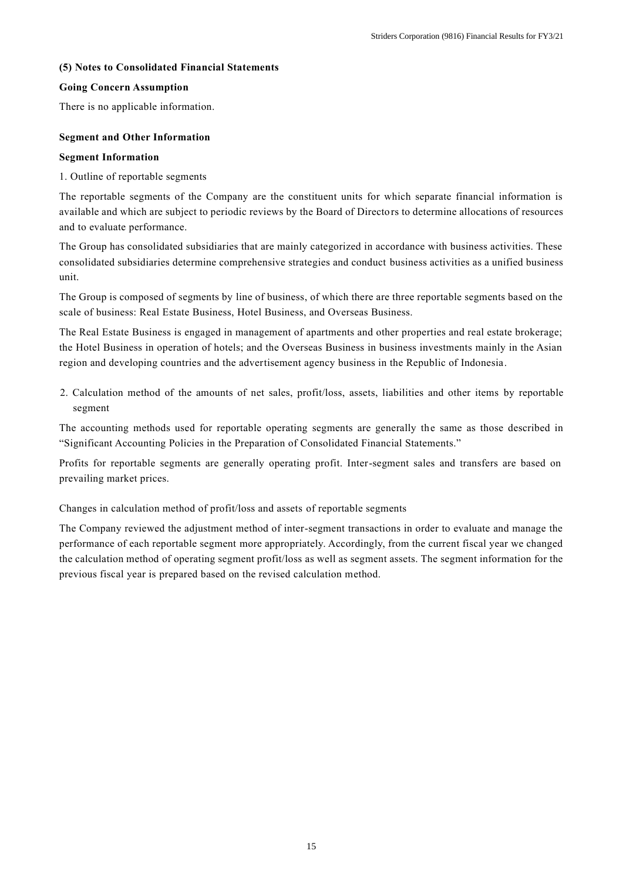### (5) Notes to Consolidated Financial Statements

**Going Concern Assumption**

There is no applicable information.

**Segment and Other Information**

**Segment Information**

1. Outline of reportable segments

The reportable segments of the Company are the constituent units for which separate financial information is available and which are subject to periodic reviews by the Board of Directors to determine allocations of resources and to evaluate performance.

The Group has consolidated subsidiaries that are mainly categorized in accordance with business activities. These consolidated subsidiaries determine comprehensive strategies and conduct business activities as a unified business unit.

The Group is composed of segments by line of business, of which there are three reportable segments based on the scale of business: Real Estate Business, Hotel Business, and Overseas Business.

The Real Estate Business is engaged in management of apartments and other properties and real estate brokerage; the Hotel Business in operation of hotels; and the Overseas Business in business investments mainly in the Asian region and developing countries and the advertisement agency business in the Republic of Indonesia.

2. Calculation method of the amounts of net sales, profit/loss, assets, liabilities and other items by reportable segment

The accounting methods used for reportable operating segments are generally the same as those described in "Significant Accounting Policies in the Preparation of Consolidated Financial Statements."

Profits for reportable segments are generally operating profit. Inter-segment sales and transfers are based on prevailing market prices.

Changes in calculation method of profit/loss and assets of reportable segments

The Company reviewed the adjustment method of inter-segment transactions in order to evaluate and manage the performance of each reportable segment more appropriately. Accordingly, from the current fiscal year we changed the calculation method of operating segment profit/loss as well as segment assets. The segment information for the previous fiscal year is prepared based on the revised calculation method.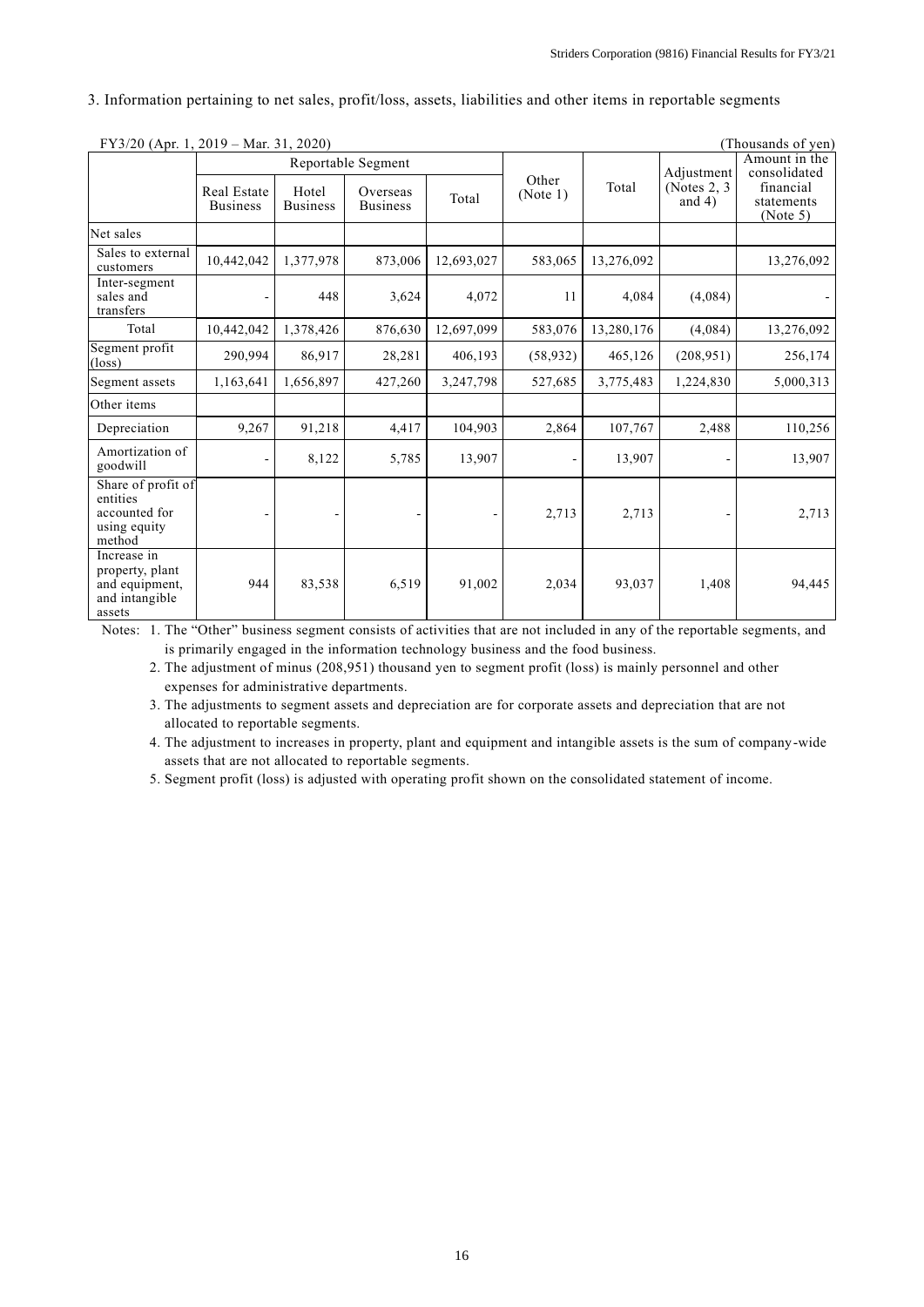3. Information pertaining to net sales, profit/loss, assets, liabilities and other items in reportable segments

FY3/20 (Apr. 1, 2019 – Mar. 31, 2020) (Thousands of yen)

| | Reportable Segment | | | | Other (Note 1) | Total | Adjustment (Notes 2, 3 and 4) | Amount in the consolidated financial statements (Note 5) |
|---|---|---|---|---|---|---|---|---|
| | Real Estate Business | Hotel Business | Overseas Business | Total | | | | |
| Net sales | | | | | | | | |
| Sales to external customers | 10,442,042 | 1,377,978 | 873,006 | 12,693,027 | 583,065 | 13,276,092 | | 13,276,092 |
| Inter-segment sales and transfers | - | 448 | 3,624 | 4,072 | 11 | 4,084 | (4,084) | - |
| Total | 10,442,042 | 1,378,426 | 876,630 | 12,697,099 | 583,076 | 13,280,176 | (4,084) | 13,276,092 |
| Segment profit (loss) | 290,994 | 86,917 | 28,281 | 406,193 | (58,932) | 465,126 | (208,951) | 256,174 |
| Segment assets | 1,163,641 | 1,656,897 | 427,260 | 3,247,798 | 527,685 | 3,775,483 | 1,224,830 | 5,000,313 |
| Other items | | | | | | | | |
| Depreciation | 9,267 | 91,218 | 4,417 | 104,903 | 2,864 | 107,767 | 2,488 | 110,256 |
| Amortization of goodwill | - | 8,122 | 5,785 | 13,907 | - | 13,907 | - | 13,907 |
| Share of profit of entities accounted for using equity method | - | - | - | - | 2,713 | 2,713 | - | 2,713 |
| Increase in property, plant and equipment, and intangible assets | 944 | 83,538 | 6,519 | 91,002 | 2,034 | 93,037 | 1,408 | 94,445 |

Notes: 1. The "Other" business segment consists of activities that are not included in any of the reportable segments, and is primarily engaged in the information technology business and the food business.

2. The adjustment of minus (208,951) thousand yen to segment profit (loss) is mainly personnel and other expenses for administrative departments.

3. The adjustments to segment assets and depreciation are for corporate assets and depreciation that are not allocated to reportable segments.

4. The adjustment to increases in property, plant and equipment and intangible assets is the sum of company-wide assets that are not allocated to reportable segments.

5. Segment profit (loss) is adjusted with operating profit shown on the consolidated statement of income.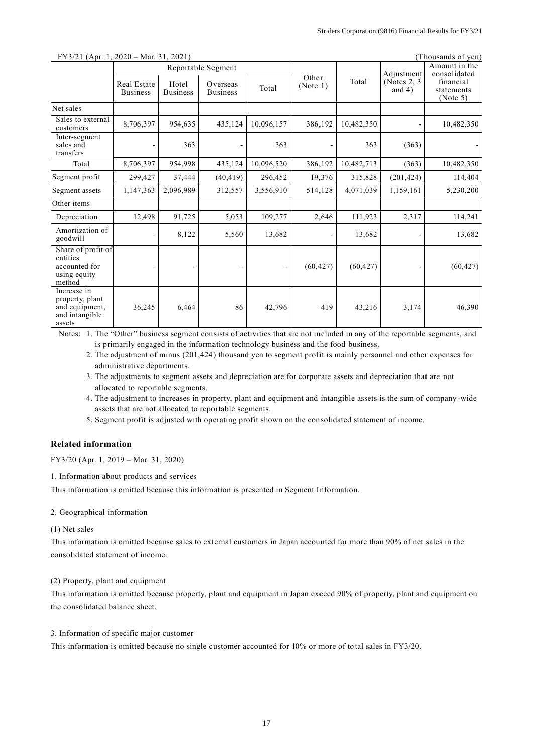FY3/21 (Apr. 1, 2020 – Mar. 31, 2021) (Thousands of yen)

| | Reportable Segment | | | | Other (Note 1) | Total | Adjustment (Notes 2, 3 and 4) | Amount in the consolidated financial statements (Note 5) |
|---|---|---|---|---|---|---|---|---|
| | Real Estate Business | Hotel Business | Overseas Business | Total | | | | |
| Net sales | | | | | | | | |
| Sales to external customers | 8,706,397 | 954,635 | 435,124 | 10,096,157 | 386,192 | 10,482,350 | - | 10,482,350 |
| Inter-segment sales and transfers | - | 363 | - | 363 | - | 363 | (363) | - |
| Total | 8,706,397 | 954,998 | 435,124 | 10,096,520 | 386,192 | 10,482,713 | (363) | 10,482,350 |
| Segment profit | 299,427 | 37,444 | (40,419) | 296,452 | 19,376 | 315,828 | (201,424) | 114,404 |
| Segment assets | 1,147,363 | 2,096,989 | 312,557 | 3,556,910 | 514,128 | 4,071,039 | 1,159,161 | 5,230,200 |
| Other items | | | | | | | | |
| Depreciation | 12,498 | 91,725 | 5,053 | 109,277 | 2,646 | 111,923 | 2,317 | 114,241 |
| Amortization of goodwill | - | 8,122 | 5,560 | 13,682 | - | 13,682 | - | 13,682 |
| Share of profit of entities accounted for using equity method | - | - | - | - | (60,427) | (60,427) | - | (60,427) |
| Increase in property, plant and equipment, and intangible assets | 36,245 | 6,464 | 86 | 42,796 | 419 | 43,216 | 3,174 | 46,390 |

Notes: 1. The "Other" business segment consists of activities that are not included in any of the reportable segments, and is primarily engaged in the information technology business and the food business.

2. The adjustment of minus (201,424) thousand yen to segment profit is mainly personnel and other expenses for administrative departments.

3. The adjustments to segment assets and depreciation are for corporate assets and depreciation that are not allocated to reportable segments.

4. The adjustment to increases in property, plant and equipment and intangible assets is the sum of company-wide assets that are not allocated to reportable segments.

5. Segment profit is adjusted with operating profit shown on the consolidated statement of income.

### Related information

FY3/20 (Apr. 1, 2019 – Mar. 31, 2020)

1. Information about products and services

This information is omitted because this information is presented in Segment Information.

2. Geographical information

(1) Net sales

This information is omitted because sales to external customers in Japan accounted for more than 90% of net sales in the consolidated statement of income.

(2) Property, plant and equipment

This information is omitted because property, plant and equipment in Japan exceed 90% of property, plant and equipment on the consolidated balance sheet.

3. Information of specific major customer

This information is omitted because no single customer accounted for 10% or more of total sales in FY3/20.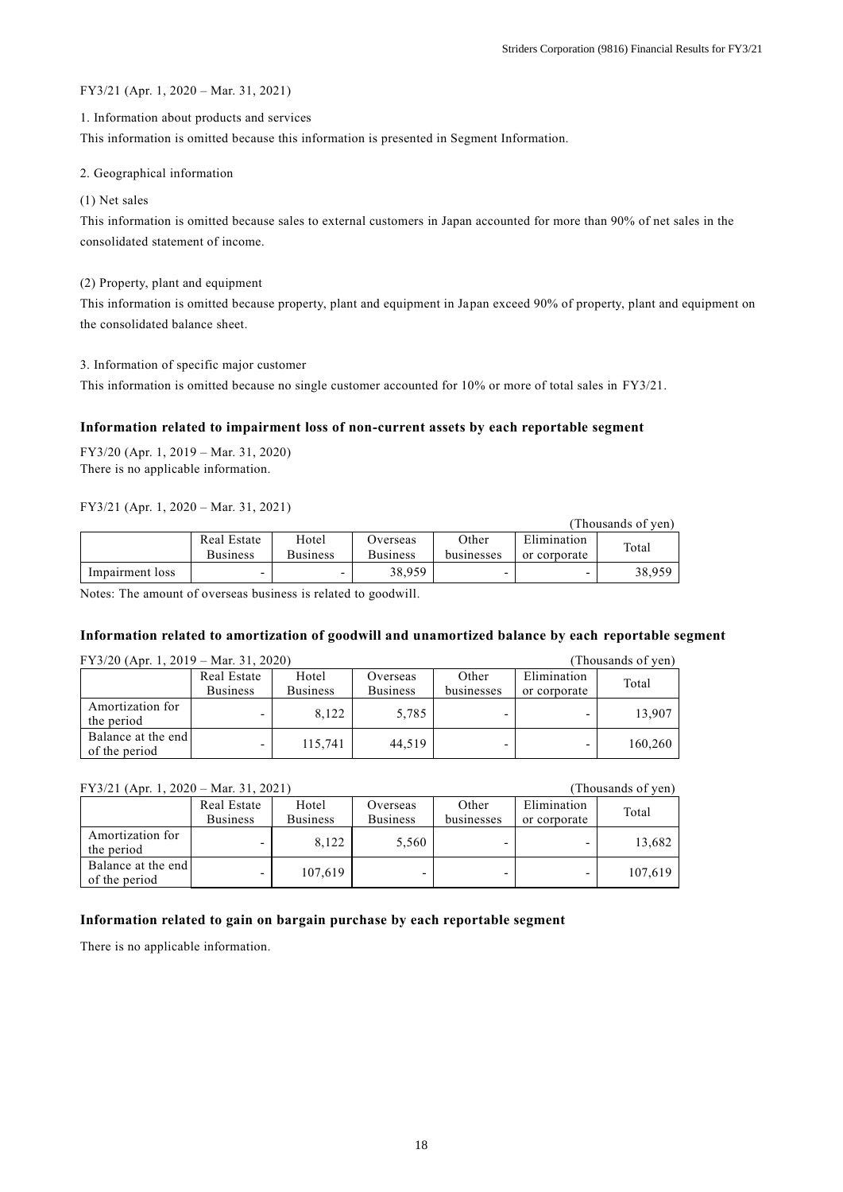FY3/21 (Apr. 1, 2020 – Mar. 31, 2021)

1. Information about products and services

This information is omitted because this information is presented in Segment Information.

2. Geographical information

(1) Net sales

This information is omitted because sales to external customers in Japan accounted for more than 90% of net sales in the consolidated statement of income.

(2) Property, plant and equipment

This information is omitted because property, plant and equipment in Japan exceed 90% of property, plant and equipment on the consolidated balance sheet.

3. Information of specific major customer

This information is omitted because no single customer accounted for 10% or more of total sales in FY3/21.

### Information related to impairment loss of non-current assets by each reportable segment

FY3/20 (Apr. 1, 2019 – Mar. 31, 2020)
There is no applicable information.

FY3/21 (Apr. 1, 2020 – Mar. 31, 2021)

(Thousands of yen)

| | Real Estate Business | Hotel Business | Overseas Business | Other businesses | Elimination or corporate | Total |
|---|---|---|---|---|---|---|
| Impairment loss | - | - | 38,959 | - | - | 38,959 |

Notes: The amount of overseas business is related to goodwill.

### Information related to amortization of goodwill and unamortized balance by each reportable segment

FY3/20 (Apr. 1, 2019 – Mar. 31, 2020) (Thousands of yen)

| | Real Estate Business | Hotel Business | Overseas Business | Other businesses | Elimination or corporate | Total |
|---|---|---|---|---|---|---|
| Amortization for the period | - | 8,122 | 5,785 | - | - | 13,907 |
| Balance at the end of the period | - | 115,741 | 44,519 | - | - | 160,260 |

FY3/21 (Apr. 1, 2020 – Mar. 31, 2021) (Thousands of yen)

| | Real Estate Business | Hotel Business | Overseas Business | Other businesses | Elimination or corporate | Total |
|---|---|---|---|---|---|---|
| Amortization for the period | - | 8,122 | 5,560 | - | - | 13,682 |
| Balance at the end of the period | - | 107,619 | - | - | - | 107,619 |

### Information related to gain on bargain purchase by each reportable segment

There is no applicable information.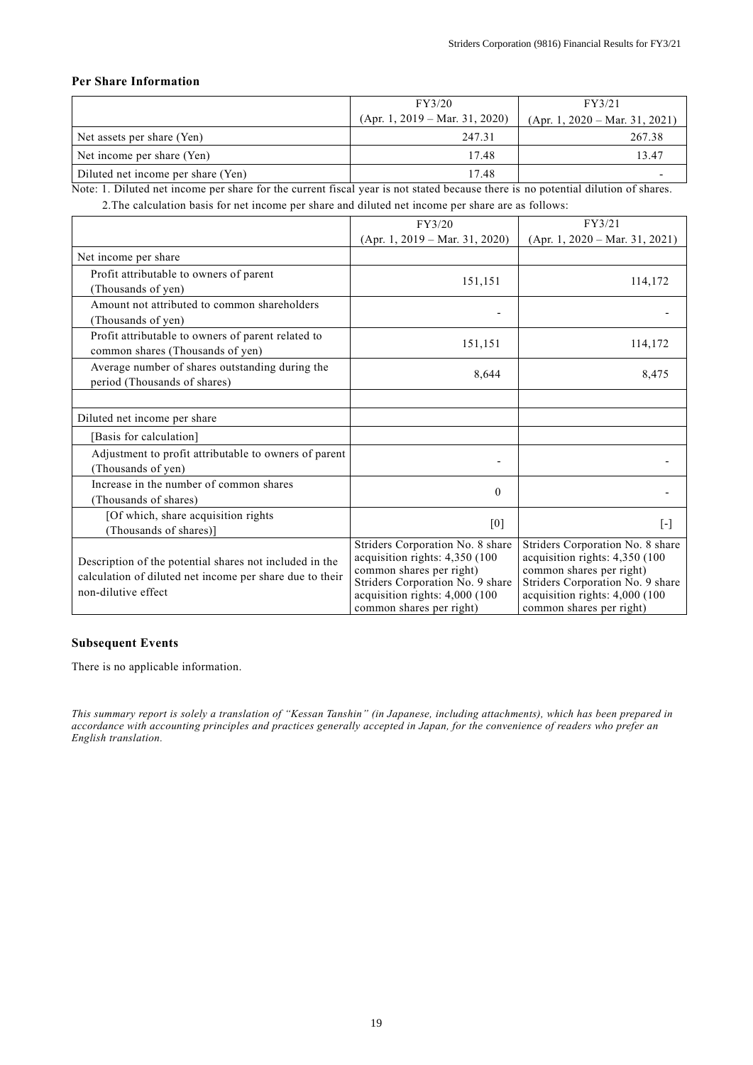### Per Share Information

| | FY3/20<br>(Apr. 1, 2019 – Mar. 31, 2020) | FY3/21<br>(Apr. 1, 2020 – Mar. 31, 2021) |
|---|---|---|
| Net assets per share (Yen) | 247.31 | 267.38 |
| Net income per share (Yen) | 17.48 | 13.47 |
| Diluted net income per share (Yen) | 17.48 | - |

Note: 1. Diluted net income per share for the current fiscal year is not stated because there is no potential dilution of shares.

2.The calculation basis for net income per share and diluted net income per share are as follows:

| | FY3/20<br>(Apr. 1, 2019 – Mar. 31, 2020) | FY3/21<br>(Apr. 1, 2020 – Mar. 31, 2021) |
|---|---|---|
| Net income per share | | |
| Profit attributable to owners of parent (Thousands of yen) | 151,151 | 114,172 |
| Amount not attributed to common shareholders (Thousands of yen) | - | - |
| Profit attributable to owners of parent related to common shares (Thousands of yen) | 151,151 | 114,172 |
| Average number of shares outstanding during the period (Thousands of shares) | 8,644 | 8,475 |
| | | |
| Diluted net income per share | | |
| [Basis for calculation] | | |
| Adjustment to profit attributable to owners of parent (Thousands of yen) | - | - |
| Increase in the number of common shares (Thousands of shares) | 0 | - |
| [Of which, share acquisition rights (Thousands of shares)] | [0] | [-] |
| Description of the potential shares not included in the calculation of diluted net income per share due to their non-dilutive effect | Striders Corporation No. 8 share acquisition rights: 4,350 (100 common shares per right)<br>Striders Corporation No. 9 share acquisition rights: 4,000 (100 common shares per right) | Striders Corporation No. 8 share acquisition rights: 4,350 (100 common shares per right)<br>Striders Corporation No. 9 share acquisition rights: 4,000 (100 common shares per right) |

### Subsequent Events

There is no applicable information.

*This summary report is solely a translation of "Kessan Tanshin" (in Japanese, including attachments), which has been prepared in accordance with accounting principles and practices generally accepted in Japan, for the convenience of readers who prefer an English translation.*